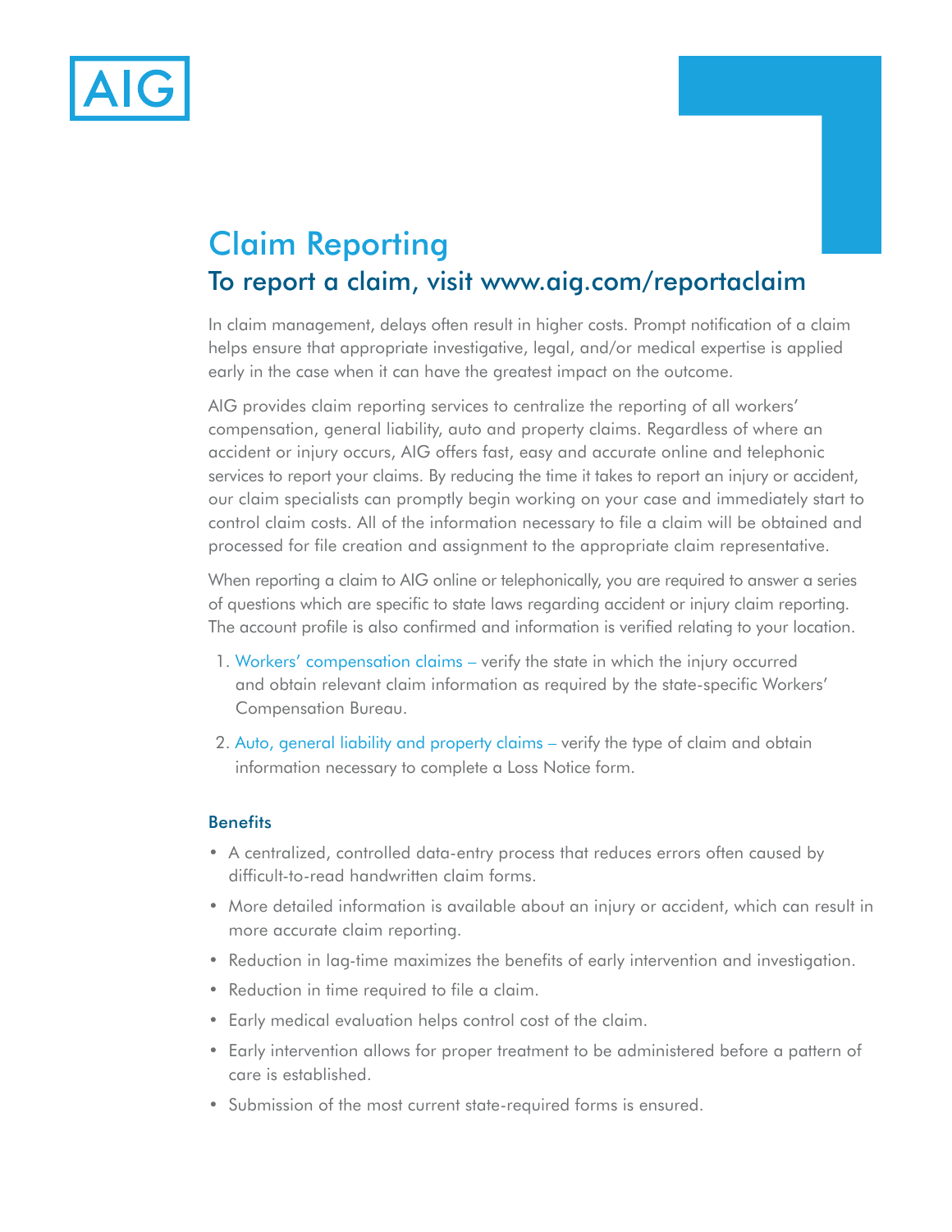AIG

# Claim Reporting

## To report a claim, visit www.aig.com/reportaclaim

In claim management, delays often result in higher costs. Prompt notification of a claim helps ensure that appropriate investigative, legal, and/or medical expertise is applied early in the case when it can have the greatest impact on the outcome.

AIG provides claim reporting services to centralize the reporting of all workers' compensation, general liability, auto and property claims. Regardless of where an accident or injury occurs, AIG offers fast, easy and accurate online and telephonic services to report your claims. By reducing the time it takes to report an injury or accident, our claim specialists can promptly begin working on your case and immediately start to control claim costs. All of the information necessary to file a claim will be obtained and processed for file creation and assignment to the appropriate claim representative.

When reporting a claim to AIG online or telephonically, you are required to answer a series of questions which are specific to state laws regarding accident or injury claim reporting. The account profile is also confirmed and information is verified relating to your location.

1. Workers' compensation claims – verify the state in which the injury occurred and obtain relevant claim information as required by the state-specific Workers' Compensation Bureau.
2. Auto, general liability and property claims – verify the type of claim and obtain information necessary to complete a Loss Notice form.

### Benefits

- A centralized, controlled data-entry process that reduces errors often caused by difficult-to-read handwritten claim forms.
- More detailed information is available about an injury or accident, which can result in more accurate claim reporting.
- Reduction in lag-time maximizes the benefits of early intervention and investigation.
- Reduction in time required to file a claim.
- Early medical evaluation helps control cost of the claim.
- Early intervention allows for proper treatment to be administered before a pattern of care is established.
- Submission of the most current state-required forms is ensured.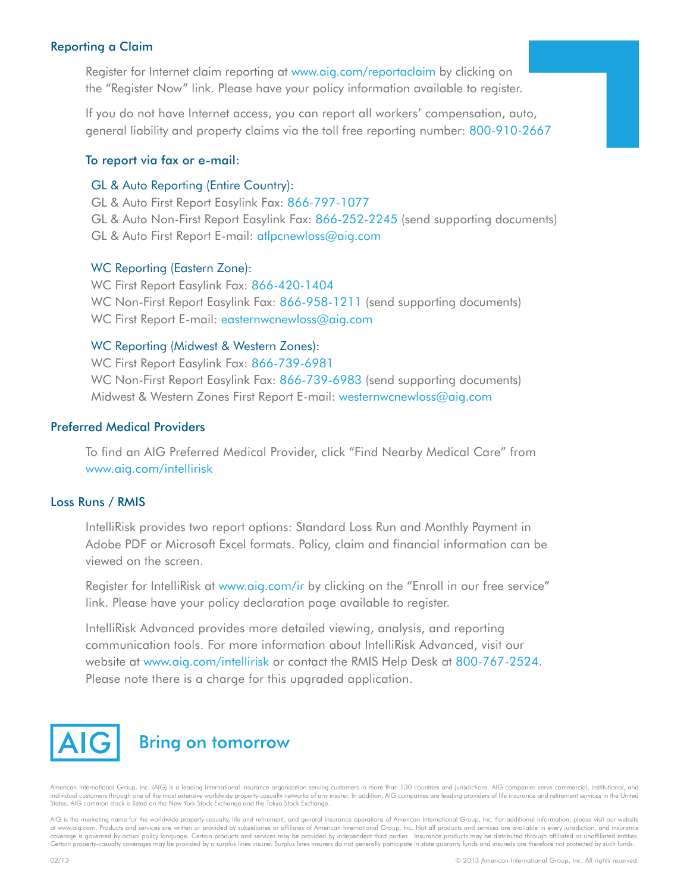## Reporting a Claim

Register for Internet claim reporting at www.aig.com/reportaclaim by clicking on the "Register Now" link. Please have your policy information available to register.

If you do not have Internet access, you can report all workers' compensation, auto, general liability and property claims via the toll free reporting number: 800-910-2667

### To report via fax or e-mail:

#### GL & Auto Reporting (Entire Country):

GL & Auto First Report Easylink Fax: 866-797-1077
GL & Auto Non-First Report Easylink Fax: 866-252-2245 (send supporting documents)
GL & Auto First Report E-mail: atlpcnewloss@aig.com

#### WC Reporting (Eastern Zone):

WC First Report Easylink Fax: 866-420-1404
WC Non-First Report Easylink Fax: 866-958-1211 (send supporting documents)
WC First Report E-mail: easternwcnewloss@aig.com

#### WC Reporting (Midwest & Western Zones):

WC First Report Easylink Fax: 866-739-6981
WC Non-First Report Easylink Fax: 866-739-6983 (send supporting documents)
Midwest & Western Zones First Report E-mail: westernwcnewloss@aig.com

## Preferred Medical Providers

To find an AIG Preferred Medical Provider, click "Find Nearby Medical Care" from www.aig.com/intellirisk

## Loss Runs / RMIS

IntelliRisk provides two report options: Standard Loss Run and Monthly Payment in Adobe PDF or Microsoft Excel formats. Policy, claim and financial information can be viewed on the screen.

Register for IntelliRisk at www.aig.com/ir by clicking on the "Enroll in our free service" link. Please have your policy declaration page available to register.

IntelliRisk Advanced provides more detailed viewing, analysis, and reporting communication tools. For more information about IntelliRisk Advanced, visit our website at www.aig.com/intellirisk or contact the RMIS Help Desk at 800-767-2524. Please note there is a charge for this upgraded application.

AIG Bring on tomorrow

American International Group, Inc. (AIG) is a leading international insurance organization serving customers in more than 130 countries and jurisdictions. AIG companies serve commercial, institutional, and individual customers through one of the most extensive worldwide property-casualty networks of any insurer. In addition, AIG companies are leading providers of life insurance and retirement services in the United States. AIG common stock is listed on the New York Stock Exchange and the Tokyo Stock Exchange.

AIG is the marketing name for the worldwide property-casualty, life and retirement, and general insurance operations of American International Group, Inc. For additional information, please visit our website at www.aig.com. Products and services are written or provided by subsidiaries or affiliates of American International Group, Inc. Not all products and services are available in every jurisdiction, and insurance coverage is governed by actual policy language. Certain products and services may be provided by independent third parties. Insurance products may be distributed through affiliated or unaffiliated entities. Certain property-casualty coverages may be provided by a surplus lines insurer. Surplus lines insurers do not generally participate in state guaranty funds and insureds are therefore not protected by such funds.

02/13

© 2013 American International Group, Inc. All rights reserved.